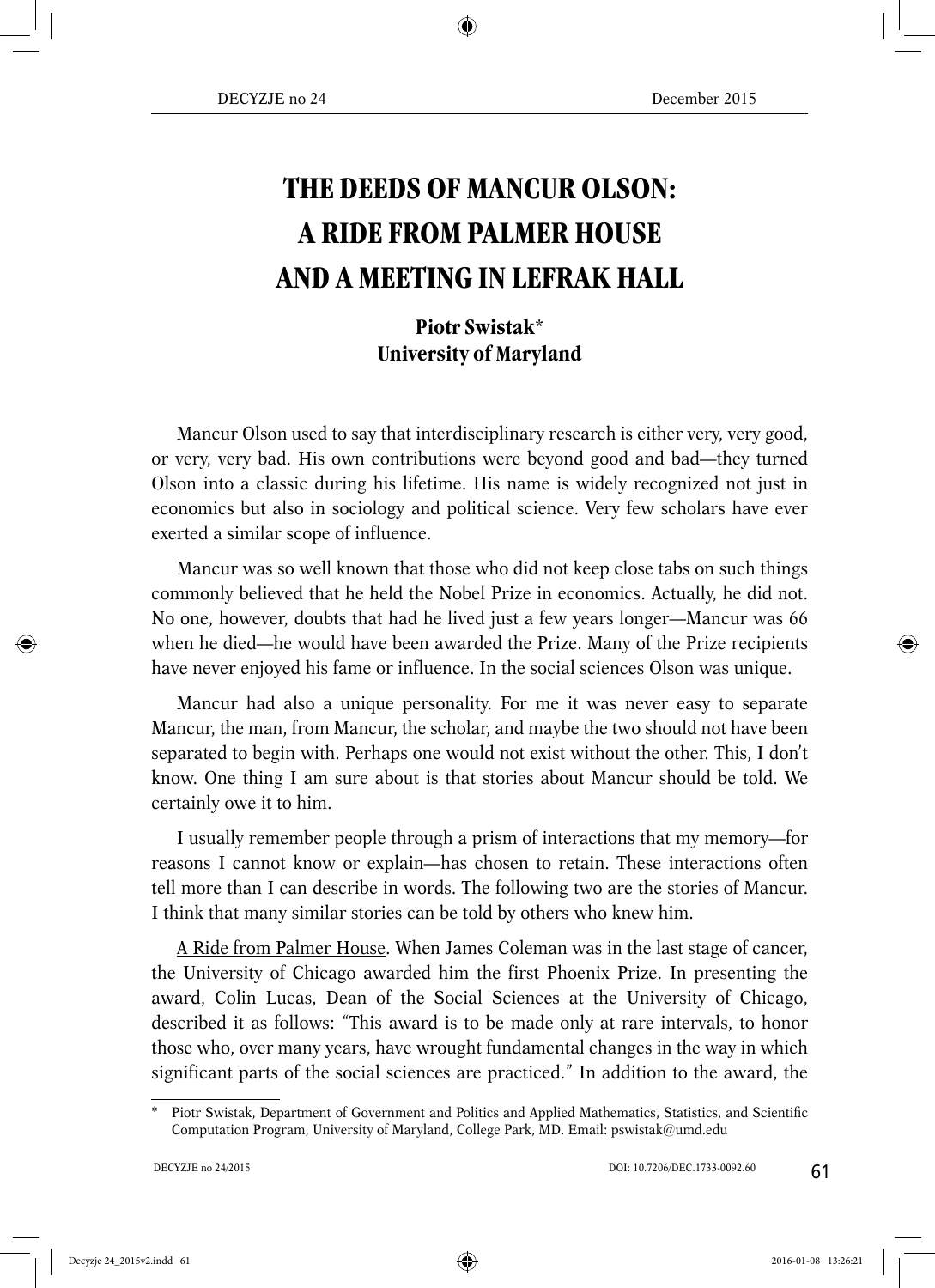# THE DEEDS OF MANCUR OLSON: A RIDE FROM PALMER HOUSE AND A MEETING IN LEFRAK HALL

**Piotr Swistak***
**University of Maryland**

Mancur Olson used to say that interdisciplinary research is either very, very good, or very, very bad. His own contributions were beyond good and bad—they turned Olson into a classic during his lifetime. His name is widely recognized not just in economics but also in sociology and political science. Very few scholars have ever exerted a similar scope of influence.

Mancur was so well known that those who did not keep close tabs on such things commonly believed that he held the Nobel Prize in economics. Actually, he did not. No one, however, doubts that had he lived just a few years longer—Mancur was 66 when he died—he would have been awarded the Prize. Many of the Prize recipients have never enjoyed his fame or influence. In the social sciences Olson was unique.

Mancur had also a unique personality. For me it was never easy to separate Mancur, the man, from Mancur, the scholar, and maybe the two should not have been separated to begin with. Perhaps one would not exist without the other. This, I don't know. One thing I am sure about is that stories about Mancur should be told. We certainly owe it to him.

I usually remember people through a prism of interactions that my memory—for reasons I cannot know or explain—has chosen to retain. These interactions often tell more than I can describe in words. The following two are the stories of Mancur. I think that many similar stories can be told by others who knew him.

A Ride from Palmer House. When James Coleman was in the last stage of cancer, the University of Chicago awarded him the first Phoenix Prize. In presenting the award, Colin Lucas, Dean of the Social Sciences at the University of Chicago, described it as follows: "This award is to be made only at rare intervals, to honor those who, over many years, have wrought fundamental changes in the way in which significant parts of the social sciences are practiced." In addition to the award, the

---

* Piotr Swistak, Department of Government and Politics and Applied Mathematics, Statistics, and Scientific Computation Program, University of Maryland, College Park, MD. Email: pswistak@umd.edu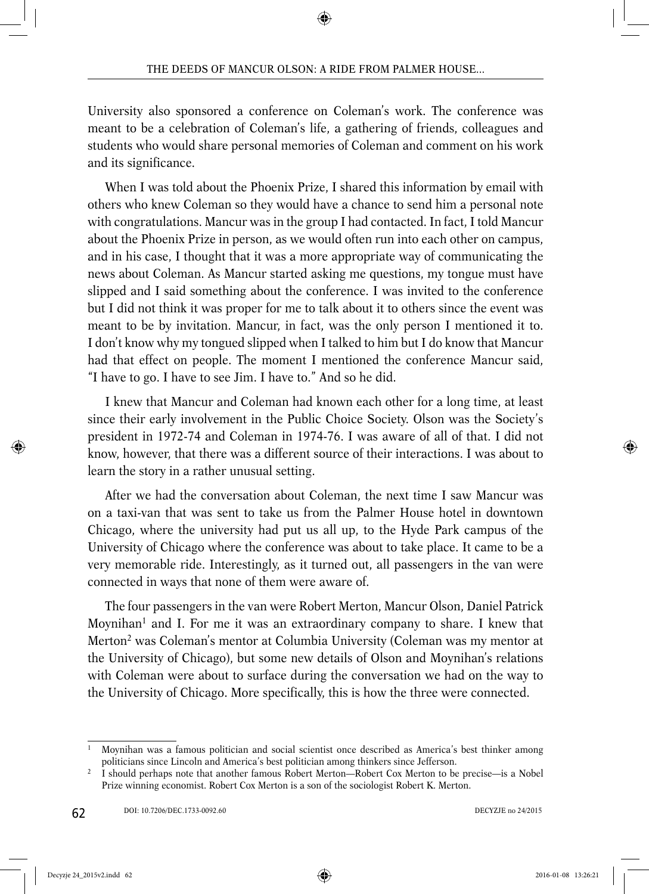University also sponsored a conference on Coleman's work. The conference was meant to be a celebration of Coleman's life, a gathering of friends, colleagues and students who would share personal memories of Coleman and comment on his work and its significance.

When I was told about the Phoenix Prize, I shared this information by email with others who knew Coleman so they would have a chance to send him a personal note with congratulations. Mancur was in the group I had contacted. In fact, I told Mancur about the Phoenix Prize in person, as we would often run into each other on campus, and in his case, I thought that it was a more appropriate way of communicating the news about Coleman. As Mancur started asking me questions, my tongue must have slipped and I said something about the conference. I was invited to the conference but I did not think it was proper for me to talk about it to others since the event was meant to be by invitation. Mancur, in fact, was the only person I mentioned it to. I don't know why my tongued slipped when I talked to him but I do know that Mancur had that effect on people. The moment I mentioned the conference Mancur said, "I have to go. I have to see Jim. I have to." And so he did.

I knew that Mancur and Coleman had known each other for a long time, at least since their early involvement in the Public Choice Society. Olson was the Society's president in 1972-74 and Coleman in 1974-76. I was aware of all of that. I did not know, however, that there was a different source of their interactions. I was about to learn the story in a rather unusual setting.

After we had the conversation about Coleman, the next time I saw Mancur was on a taxi-van that was sent to take us from the Palmer House hotel in downtown Chicago, where the university had put us all up, to the Hyde Park campus of the University of Chicago where the conference was about to take place. It came to be a very memorable ride. Interestingly, as it turned out, all passengers in the van were connected in ways that none of them were aware of.

The four passengers in the van were Robert Merton, Mancur Olson, Daniel Patrick Moynihan[1] and I. For me it was an extraordinary company to share. I knew that Merton[2] was Coleman's mentor at Columbia University (Coleman was my mentor at the University of Chicago), but some new details of Olson and Moynihan's relations with Coleman were about to surface during the conversation we had on the way to the University of Chicago. More specifically, this is how the three were connected.

---

[1] Moynihan was a famous politician and social scientist once described as America's best thinker among politicians since Lincoln and America's best politician among thinkers since Jefferson.

[2] I should perhaps note that another famous Robert Merton—Robert Cox Merton to be precise—is a Nobel Prize winning economist. Robert Cox Merton is a son of the sociologist Robert K. Merton.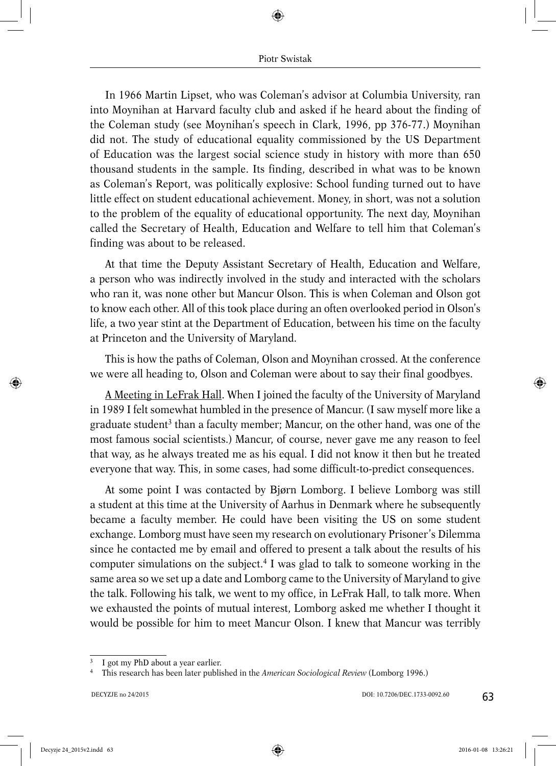In 1966 Martin Lipset, who was Coleman's advisor at Columbia University, ran into Moynihan at Harvard faculty club and asked if he heard about the finding of the Coleman study (see Moynihan's speech in Clark, 1996, pp 376-77.) Moynihan did not. The study of educational equality commissioned by the US Department of Education was the largest social science study in history with more than 650 thousand students in the sample. Its finding, described in what was to be known as Coleman's Report, was politically explosive: School funding turned out to have little effect on student educational achievement. Money, in short, was not a solution to the problem of the equality of educational opportunity. The next day, Moynihan called the Secretary of Health, Education and Welfare to tell him that Coleman's finding was about to be released.

At that time the Deputy Assistant Secretary of Health, Education and Welfare, a person who was indirectly involved in the study and interacted with the scholars who ran it, was none other but Mancur Olson. This is when Coleman and Olson got to know each other. All of this took place during an often overlooked period in Olson's life, a two year stint at the Department of Education, between his time on the faculty at Princeton and the University of Maryland.

This is how the paths of Coleman, Olson and Moynihan crossed. At the conference we were all heading to, Olson and Coleman were about to say their final goodbyes.

<u>A Meeting in LeFrak Hall</u>. When I joined the faculty of the University of Maryland in 1989 I felt somewhat humbled in the presence of Mancur. (I saw myself more like a graduate student[3] than a faculty member; Mancur, on the other hand, was one of the most famous social scientists.) Mancur, of course, never gave me any reason to feel that way, as he always treated me as his equal. I did not know it then but he treated everyone that way. This, in some cases, had some difficult-to-predict consequences.

At some point I was contacted by Bjørn Lomborg. I believe Lomborg was still a student at this time at the University of Aarhus in Denmark where he subsequently became a faculty member. He could have been visiting the US on some student exchange. Lomborg must have seen my research on evolutionary Prisoner's Dilemma since he contacted me by email and offered to present a talk about the results of his computer simulations on the subject.[4] I was glad to talk to someone working in the same area so we set up a date and Lomborg came to the University of Maryland to give the talk. Following his talk, we went to my office, in LeFrak Hall, to talk more. When we exhausted the points of mutual interest, Lomborg asked me whether I thought it would be possible for him to meet Mancur Olson. I knew that Mancur was terribly

---

[3] I got my PhD about a year earlier.

[4] This research has been later published in the *American Sociological Review* (Lomborg 1996.)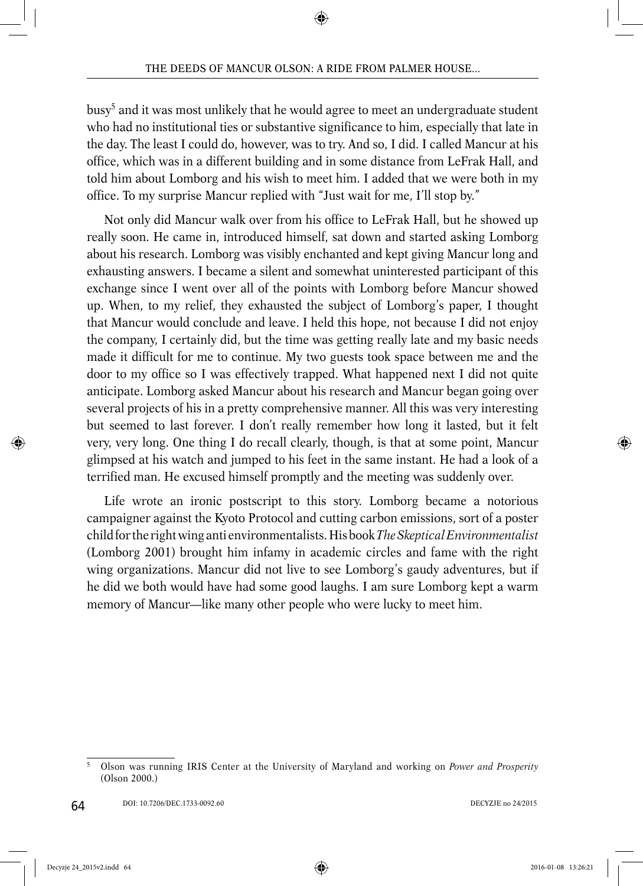busy[5] and it was most unlikely that he would agree to meet an undergraduate student who had no institutional ties or substantive significance to him, especially that late in the day. The least I could do, however, was to try. And so, I did. I called Mancur at his office, which was in a different building and in some distance from LeFrak Hall, and told him about Lomborg and his wish to meet him. I added that we were both in my office. To my surprise Mancur replied with "Just wait for me, I'll stop by."

Not only did Mancur walk over from his office to LeFrak Hall, but he showed up really soon. He came in, introduced himself, sat down and started asking Lomborg about his research. Lomborg was visibly enchanted and kept giving Mancur long and exhausting answers. I became a silent and somewhat uninterested participant of this exchange since I went over all of the points with Lomborg before Mancur showed up. When, to my relief, they exhausted the subject of Lomborg's paper, I thought that Mancur would conclude and leave. I held this hope, not because I did not enjoy the company, I certainly did, but the time was getting really late and my basic needs made it difficult for me to continue. My two guests took space between me and the door to my office so I was effectively trapped. What happened next I did not quite anticipate. Lomborg asked Mancur about his research and Mancur began going over several projects of his in a pretty comprehensive manner. All this was very interesting but seemed to last forever. I don't really remember how long it lasted, but it felt very, very long. One thing I do recall clearly, though, is that at some point, Mancur glimpsed at his watch and jumped to his feet in the same instant. He had a look of a terrified man. He excused himself promptly and the meeting was suddenly over.

Life wrote an ironic postscript to this story. Lomborg became a notorious campaigner against the Kyoto Protocol and cutting carbon emissions, sort of a poster child for the right wing anti environmentalists. His book *The Skeptical Environmentalist* (Lomborg 2001) brought him infamy in academic circles and fame with the right wing organizations. Mancur did not live to see Lomborg's gaudy adventures, but if he did we both would have had some good laughs. I am sure Lomborg kept a warm memory of Mancur—like many other people who were lucky to meet him.

---

[5] Olson was running IRIS Center at the University of Maryland and working on *Power and Prosperity* (Olson 2000.)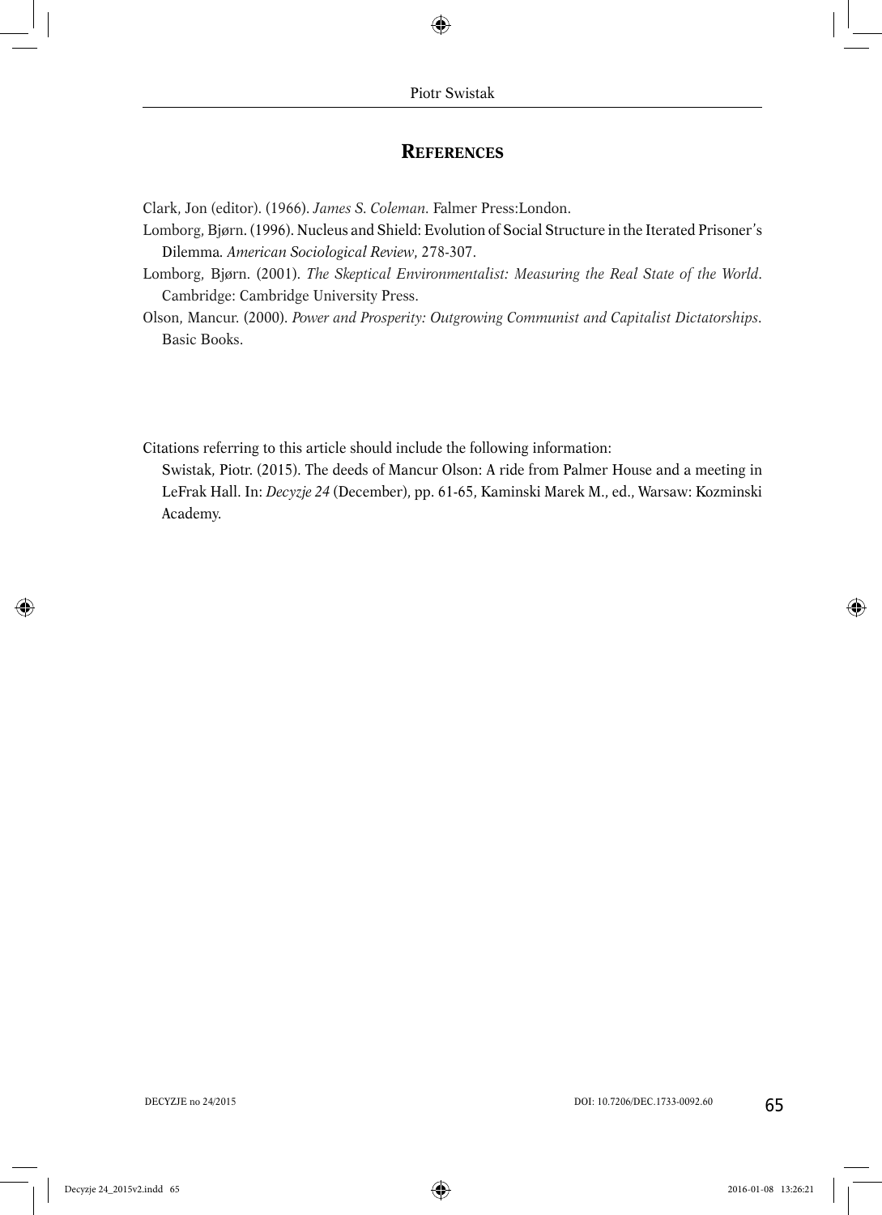## References

Clark, Jon (editor). (1966). *James S. Coleman*. Falmer Press:London.

Lomborg, Bjørn. (1996). Nucleus and Shield: Evolution of Social Structure in the Iterated Prisoner's Dilemma. *American Sociological Review*, 278-307.

Lomborg, Bjørn. (2001). *The Skeptical Environmentalist: Measuring the Real State of the World*. Cambridge: Cambridge University Press.

Olson, Mancur. (2000). *Power and Prosperity: Outgrowing Communist and Capitalist Dictatorships*. Basic Books.

Citations referring to this article should include the following information:

Swistak, Piotr. (2015). The deeds of Mancur Olson: A ride from Palmer House and a meeting in LeFrak Hall. In: *Decyzje 24* (December), pp. 61-65, Kaminski Marek M., ed., Warsaw: Kozminski Academy.